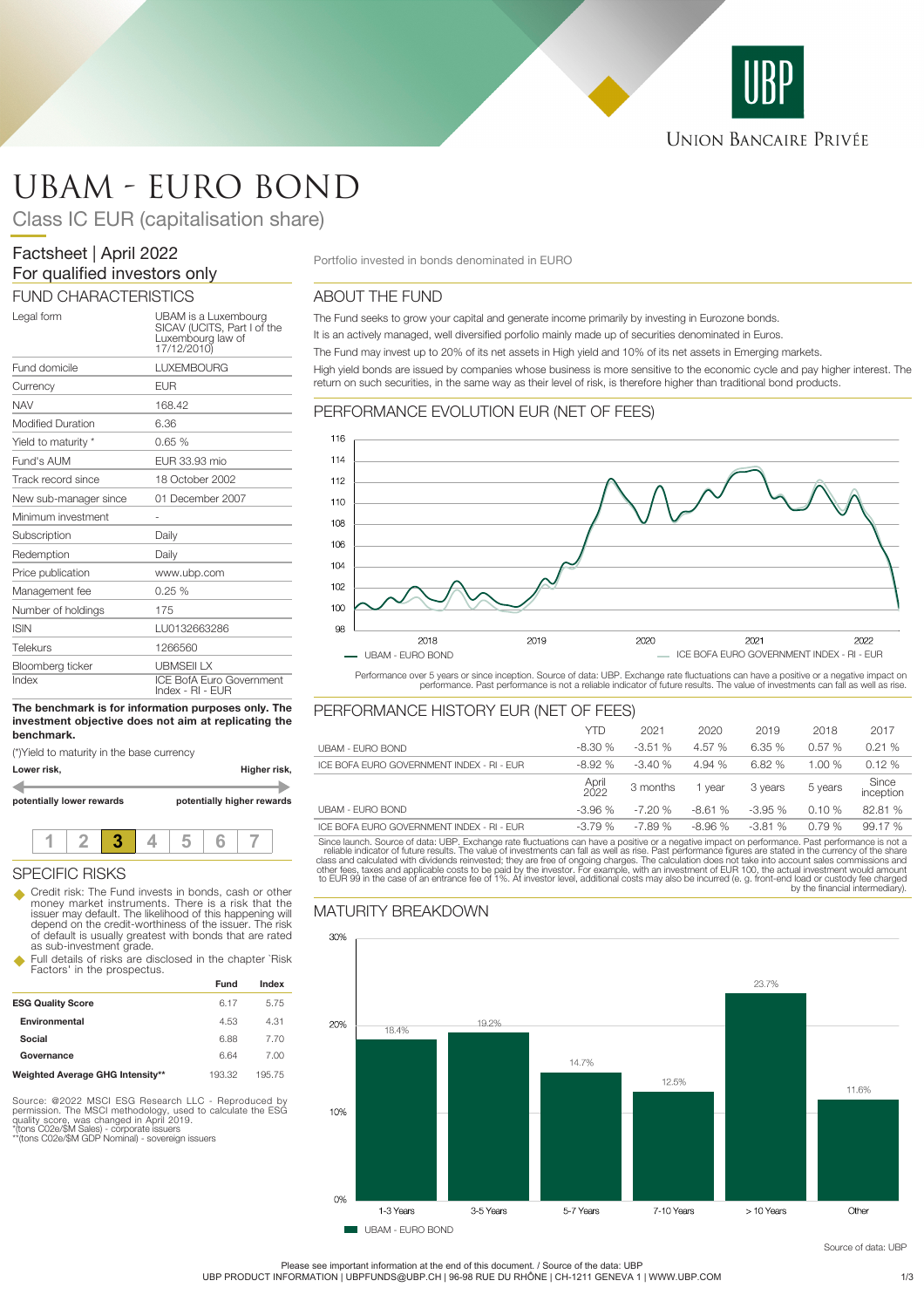# UBAM - EURO BOND

## Class IC EUR (capitalisation share)

Factsheet | April 2022

For qualified investors only

Portfolio invested in bonds denominated in EURO

## FUND CHARACTERISTICS

| | |
|---|---|
| Legal form | UBAM is a Luxembourg SICAV (UCITS, Part I of the Luxembourg law of 17/12/2010) |
| Fund domicile | LUXEMBOURG |
| Currency | EUR |
| NAV | 168.42 |
| Modified Duration | 6.36 |
| Yield to maturity * | 0.65 % |
| Fund's AUM | EUR 33.93 mio |
| Track record since | 18 October 2002 |
| New sub-manager since | 01 December 2007 |
| Minimum investment | - |
| Subscription | Daily |
| Redemption | Daily |
| Price publication | www.ubp.com |
| Management fee | 0.25 % |
| Number of holdings | 175 |
| ISIN | LU0132663286 |
| Telekurs | 1266560 |
| Bloomberg ticker | UBMSEII LX |
| Index | ICE BofA Euro Government Index - RI - EUR |

**The benchmark is for information purposes only. The investment objective does not aim at replicating the benchmark.**

(*)Yield to maturity in the base currency

**Lower risk,** — **Higher risk,**

**potentially lower rewards** — **potentially higher rewards**

| 1 | 2 | **3** | 4 | 5 | 6 | 7 |
|---|---|---|---|---|---|---|

## SPECIFIC RISKS

- Credit risk: The Fund invests in bonds, cash or other money market instruments. There is a risk that the issuer may default. The likelihood of this happening will depend on the credit-worthiness of the issuer. The risk of default is usually greatest with bonds that are rated as sub-investment grade.
- Full details of risks are disclosed in the chapter 'Risk Factors' in the prospectus.

| | Fund | Index |
|---|---|---|
| **ESG Quality Score** | 6.17 | 5.75 |
| **Environmental** | 4.53 | 4.31 |
| **Social** | 6.88 | 7.70 |
| **Governance** | 6.64 | 7.00 |
| **Weighted Average GHG Intensity**** | 193.32 | 195.75 |

Source: @2022 MSCI ESG Research LLC - Reproduced by permission. The MSCI methodology, used to calculate the ESG quality score, was changed in April 2019.
*(tons CO2e/$M Sales) - corporate issuers
**(tons C02e/$M GDP Nominal) - sovereign issuers

## ABOUT THE FUND

The Fund seeks to grow your capital and generate income primarily by investing in Eurozone bonds.

It is an actively managed, well diversified porfolio mainly made up of securities denominated in Euros.

The Fund may invest up to 20% of its net assets in High yield and 10% of its net assets in Emerging markets.

High yield bonds are issued by companies whose business is more sensitive to the economic cycle and pay higher interest. The return on such securities, in the same way as their level of risk, is therefore higher than traditional bond products.

## PERFORMANCE EVOLUTION EUR (NET OF FEES)

Legend: UBAM - EURO BOND; ICE BOFA EURO GOVERNMENT INDEX - RI - EUR

Performance over 5 years or since inception. Source of data: UBP. Exchange rate fluctuations can have a positive or a negative impact on performance. Past performance is not a reliable indicator of future results. The value of investments can fall as well as rise.

## PERFORMANCE HISTORY EUR (NET OF FEES)

| | YTD | 2021 | 2020 | 2019 | 2018 | 2017 |
|---|---|---|---|---|---|---|
| UBAM - EURO BOND | -8.30 % | -3.51 % | 4.57 % | 6.35 % | 0.57 % | 0.21 % |
| ICE BOFA EURO GOVERNMENT INDEX - RI - EUR | -8.92 % | -3.40 % | 4.94 % | 6.82 % | 1.00 % | 0.12 % |

| | April 2022 | 3 months | 1 year | 3 years | 5 years | Since inception |
|---|---|---|---|---|---|---|
| UBAM - EURO BOND | -3.96 % | -7.20 % | -8.61 % | -3.95 % | 0.10 % | 82.81 % |
| ICE BOFA EURO GOVERNMENT INDEX - RI - EUR | -3.79 % | -7.89 % | -8.96 % | -3.81 % | 0.79 % | 99.17 % |

Since launch. Source of data: UBP. Exchange rate fluctuations can have a positive or a negative impact on performance. Past performance is not a reliable indicator of future results. The value of investments can fall as well as rise. Past performance figures are stated in the currency of the share class and calculated with dividends reinvested; they are free of ongoing charges. The calculation does not take into account sales commissions and other fees, taxes and applicable costs to be paid by the investor. For example, with an investment of EUR 100, the actual investment would amount to EUR 99 in the case of an entrance fee of 1%. At investor level, additional costs may also be incurred (e. g. front-end load or custody fee charged by the financial intermediary).

## MATURITY BREAKDOWN

| Maturity | UBAM - EURO BOND |
|---|---|
| 1-3 Years | 18.4% |
| 3-5 Years | 19.2% |
| 5-7 Years | 14.7% |
| 7-10 Years | 12.5% |
| > 10 Years | 23.7% |
| Other | 11.6% |

Source of data: UBP

Please see important information at the end of this document. / Source of the data: UBP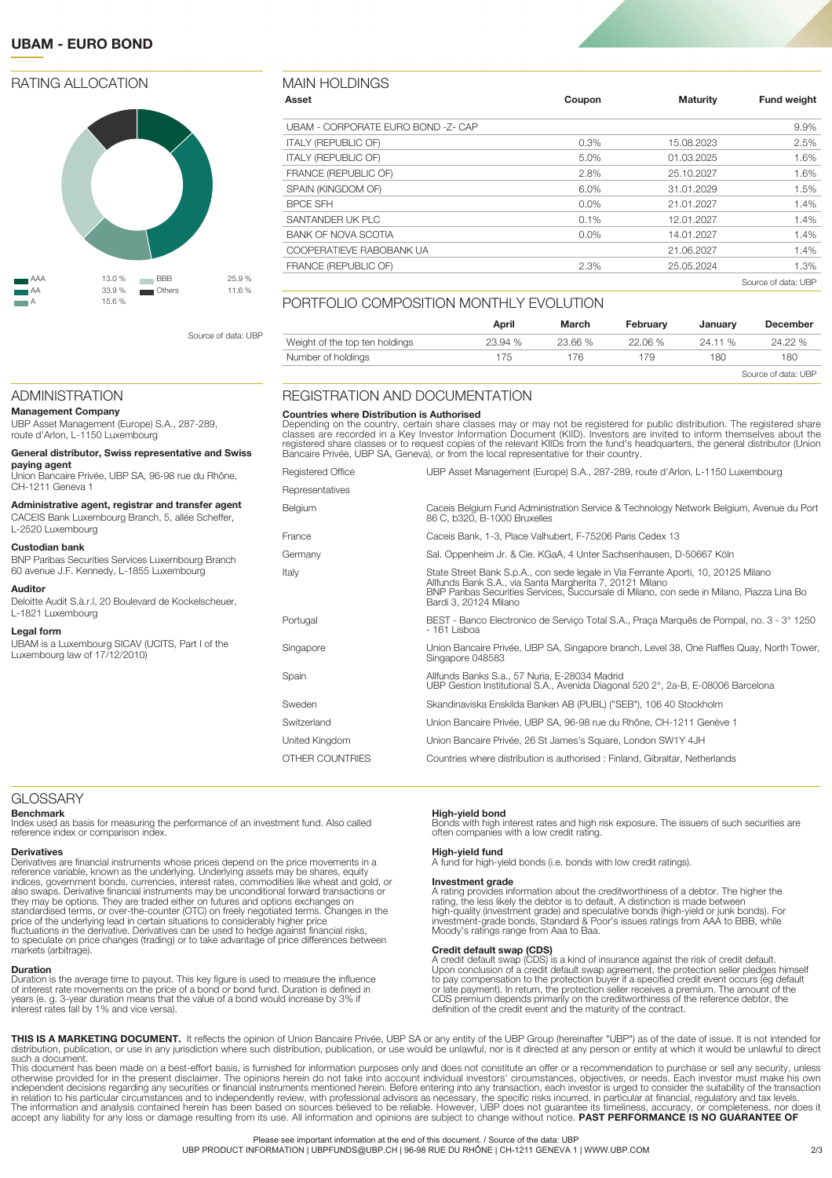# UBAM - EURO BOND

## RATING ALLOCATION

| | | | |
|---|---|---|---|
| AAA | 13.0 % | BBB | 25.9 % |
| AA | 33.9 % | Others | 11.6 % |
| A | 15.6 % | | |

Source of data: UBP

## MAIN HOLDINGS

| Asset | Coupon | Maturity | Fund weight |
|---|---|---|---|
| UBAM - CORPORATE EURO BOND -Z- CAP | | | 9.9% |
| ITALY (REPUBLIC OF) | 0.3% | 15.08.2023 | 2.5% |
| ITALY (REPUBLIC OF) | 5.0% | 01.03.2025 | 1.6% |
| FRANCE (REPUBLIC OF) | 2.8% | 25.10.2027 | 1.6% |
| SPAIN (KINGDOM OF) | 6.0% | 31.01.2029 | 1.5% |
| BPCE SFH | 0.0% | 21.01.2027 | 1.4% |
| SANTANDER UK PLC | 0.1% | 12.01.2027 | 1.4% |
| BANK OF NOVA SCOTIA | 0.0% | 14.01.2027 | 1.4% |
| COOPERATIEVE RABOBANK UA | | 21.06.2027 | 1.4% |
| FRANCE (REPUBLIC OF) | 2.3% | 25.05.2024 | 1.3% |

Source of data: UBP

## PORTFOLIO COMPOSITION MONTHLY EVOLUTION

| | April | March | February | January | December |
|---|---|---|---|---|---|
| Weight of the top ten holdings | 23.94 % | 23.66 % | 22.06 % | 24.11 % | 24.22 % |
| Number of holdings | 175 | 176 | 179 | 180 | 180 |

Source of data: UBP

## ADMINISTRATION

**Management Company**
UBP Asset Management (Europe) S.A., 287-289, route d'Arlon, L-1150 Luxembourg

**General distributor, Swiss representative and Swiss paying agent**
Union Bancaire Privée, UBP SA, 96-98 rue du Rhône, CH-1211 Geneva 1

**Administrative agent, registrar and transfer agent**
CACEIS Bank Luxembourg Branch, 5, allée Scheffer, L-2520 Luxembourg

**Custodian bank**
BNP Paribas Securities Services Luxembourg Branch 60 avenue J.F. Kennedy, L-1855 Luxembourg

**Auditor**
Deloitte Audit S.à.r.l, 20 Boulevard de Kockelscheuer, L-1821 Luxembourg

**Legal form**
UBAM is a Luxembourg SICAV (UCITS, Part I of the Luxembourg law of 17/12/2010)

## REGISTRATION AND DOCUMENTATION

**Countries where Distribution is Authorised**
Depending on the country, certain share classes may or may not be registered for public distribution. The registered share classes are recorded in a Key Investor Information Document (KIID). Investors are invited to inform themselves about the registered share classes or to request copies of the relevant KIIDs from the fund's headquarters, the general distributor (Union Bancaire Privée, UBP SA, Geneva), or from the local representative for their country.

| | |
|---|---|
| Registered Office | UBP Asset Management (Europe) S.A., 287-289, route d'Arlon, L-1150 Luxembourg |
| Representatives | |
| Belgium | Caceis Belgium Fund Administration Service & Technology Network Belgium, Avenue du Port 86 C, b320, B-1000 Bruxelles |
| France | Caceis Bank, 1-3, Place Valhubert, F-75206 Paris Cedex 13 |
| Germany | Sal. Oppenheim Jr. & Cie. KGaA, 4 Unter Sachsenhausen, D-50667 Köln |
| Italy | State Street Bank S.p.A., con sede legale in Via Ferrante Aporti, 10, 20125 Milano<br>Allfunds Bank S.A., via Santa Margherita 7, 20121 Milano<br>BNP Paribas Securities Services, Succursale di Milano, con sede in Milano, Piazza Lina Bo Bardi 3, 20124 Milano |
| Portugal | BEST - Banco Electronico de Serviço Total S.A., Praça Marquês de Pompal, no. 3 - 3° 1250 - 161 Lisboa |
| Singapore | Union Bancaire Privée, UBP SA, Singapore branch, Level 38, One Raffles Quay, North Tower, Singapore 048583 |
| Spain | Allfunds Banks S.a., 57 Nuria, E-28034 Madrid<br>UBP Gestion Institutional S.A., Avenida Diagonal 520 2°, 2a-B, E-08006 Barcelona |
| Sweden | Skandinaviska Enskilda Banken AB (PUBL) ("SEB"), 106 40 Stockholm |
| Switzerland | Union Bancaire Privée, UBP SA, 96-98 rue du Rhône, CH-1211 Genève 1 |
| United Kingdom | Union Bancaire Privée, 26 St James's Square, London SW1Y 4JH |
| OTHER COUNTRIES | Countries where distribution is authorised : Finland, Gibraltar, Netherlands |

## GLOSSARY

**Benchmark**
Index used as basis for measuring the performance of an investment fund. Also called reference index or comparison index.

**Derivatives**
Derivatives are financial instruments whose prices depend on the price movements in a reference variable, known as the underlying. Underlying assets may be shares, equity indices, government bonds, currencies, interest rates, commodities like wheat and gold, or also swaps. Derivative financial instruments may be unconditional forward transactions or they may be options. They are traded either on futures and options exchanges on standardised terms, or over-the-counter (OTC) on freely negotiated terms. Changes in the price of the underlying lead in certain situations to considerably higher price fluctuations in the derivative. Derivatives can be used to hedge against financial risks, to speculate on price changes (trading) or to take advantage of price differences between markets (arbitrage).

**Duration**
Duration is the average time to payout. This key figure is used to measure the influence of interest rate movements on the price of a bond or bond fund. Duration is defined in years (e. g. 3-year duration means that the value of a bond would increase by 3% if interest rates fall by 1% and vice versa).

**High-yield bond**
Bonds with high interest rates and high risk exposure. The issuers of such securities are often companies with a low credit rating.

**High-yield fund**
A fund for high-yield bonds (i.e. bonds with low credit ratings).

**Investment grade**
A rating provides information about the creditworthiness of a debtor. The higher the rating, the less likely the debtor is to default. A distinction is made between high-quality (investment grade) and speculative bonds (high-yield or junk bonds). For investment-grade bonds, Standard & Poor's issues ratings from AAA to BBB, while Moody's ratings range from Aaa to Baa.

**Credit default swap (CDS)**
A credit default swap (CDS) is a kind of insurance against the risk of credit default. Upon conclusion of a credit default swap agreement, the protection seller pledges himself to pay compensation to the protection buyer if a specified credit event occurs (eg default or late payment). In return, the protection seller receives a premium. The amount of the CDS premium depends primarily on the creditworthiness of the reference debtor, the definition of the credit event and the maturity of the contract.

**THIS IS A MARKETING DOCUMENT.** It reflects the opinion of Union Bancaire Privée, UBP SA or any entity of the UBP Group (hereinafter "UBP") as of the date of issue. It is not intended for distribution, publication, or use in any jurisdiction where such distribution, publication, or use would be unlawful, nor is it directed at any person or entity at which it would be unlawful to direct such a document.
This document has been made on a best-effort basis, is furnished for information purposes only and does not constitute an offer or a recommendation to purchase or sell any security, unless otherwise provided for in the present disclaimer. The opinions herein do not take into account individual investors' circumstances, objectives, or needs. Each investor must make his own independent decisions regarding any securities or financial instruments mentioned herein. Before entering into any transaction, each investor is urged to consider the suitability of the transaction in relation to his particular circumstances and to independently review, with professional advisors as necessary, the specific risks incurred, in particular at financial, regulatory and tax levels. The information and analysis contained herein has been based on sources believed to be reliable. However, UBP does not guarantee its timeliness, accuracy, or completeness, nor does it accept any liability for any loss or damage resulting from its use. All information and opinions are subject to change without notice. **PAST PERFORMANCE IS NO GUARANTEE OF**

Please see important information at the end of this document. / Source of the data: UBP
UBP PRODUCT INFORMATION | UBPFUNDS@UBP.CH | 96-98 RUE DU RHÔNE | CH-1211 GENEVA 1 | WWW.UBP.COM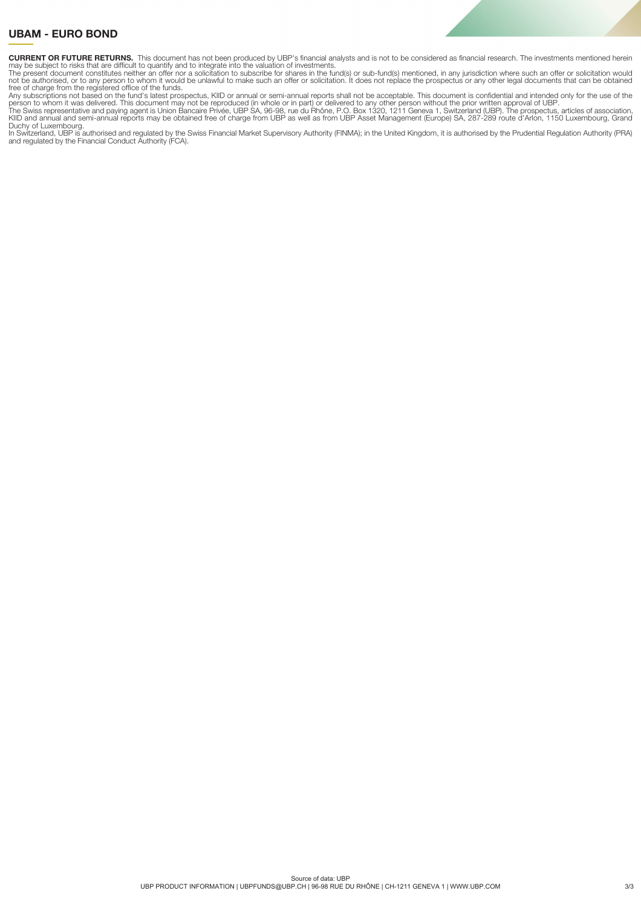## UBAM - EURO BOND

**CURRENT OR FUTURE RETURNS.** This document has not been produced by UBP's financial analysts and is not to be considered as financial research. The investments mentioned herein may be subject to risks that are difficult to quantify and to integrate into the valuation of investments.
The present document constitutes neither an offer nor a solicitation to subscribe for shares in the fund(s) or sub-fund(s) mentioned, in any jurisdiction where such an offer or solicitation would not be authorised, or to any person to whom it would be unlawful to make such an offer or solicitation. It does not replace the prospectus or any other legal documents that can be obtained free of charge from the registered office of the funds.
Any subscriptions not based on the fund's latest prospectus, KIID or annual or semi-annual reports shall not be acceptable. This document is confidential and intended only for the use of the person to whom it was delivered. This document may not be reproduced (in whole or in part) or delivered to any other person without the prior written approval of UBP.
The Swiss representative and paying agent is Union Bancaire Privée, UBP SA, 96-98, rue du Rhône, P.O. Box 1320, 1211 Geneva 1, Switzerland (UBP). The prospectus, articles of association, KIID and annual and semi-annual reports may be obtained free of charge from UBP as well as from UBP Asset Management (Europe) SA, 287-289 route d'Arlon, 1150 Luxembourg, Grand Duchy of Luxembourg.
In Switzerland, UBP is authorised and regulated by the Swiss Financial Market Supervisory Authority (FINMA); in the United Kingdom, it is authorised by the Prudential Regulation Authority (PRA) and regulated by the Financial Conduct Authority (FCA).

Source of data: UBP